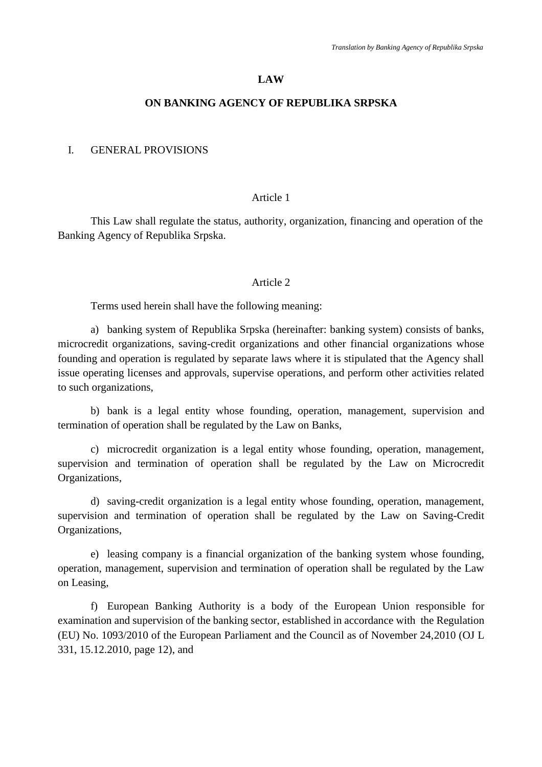*Translation by Banking Agency of Republika Srpska*

# LAW

# ON BANKING AGENCY OF REPUBLIKA SRPSKA

## I. GENERAL PROVISIONS

### Article 1

This Law shall regulate the status, authority, organization, financing and operation of the Banking Agency of Republika Srpska.

### Article 2

Terms used herein shall have the following meaning:

a) banking system of Republika Srpska (hereinafter: banking system) consists of banks, microcredit organizations, saving-credit organizations and other financial organizations whose founding and operation is regulated by separate laws where it is stipulated that the Agency shall issue operating licenses and approvals, supervise operations, and perform other activities related to such organizations,

b) bank is a legal entity whose founding, operation, management, supervision and termination of operation shall be regulated by the Law on Banks,

c) microcredit organization is a legal entity whose founding, operation, management, supervision and termination of operation shall be regulated by the Law on Microcredit Organizations,

d) saving-credit organization is a legal entity whose founding, operation, management, supervision and termination of operation shall be regulated by the Law on Saving-Credit Organizations,

e) leasing company is a financial organization of the banking system whose founding, operation, management, supervision and termination of operation shall be regulated by the Law on Leasing,

f) European Banking Authority is a body of the European Union responsible for examination and supervision of the banking sector, established in accordance with the Regulation (EU) No. 1093/2010 of the European Parliament and the Council as of November 24,2010 (OJ L 331, 15.12.2010, page 12), and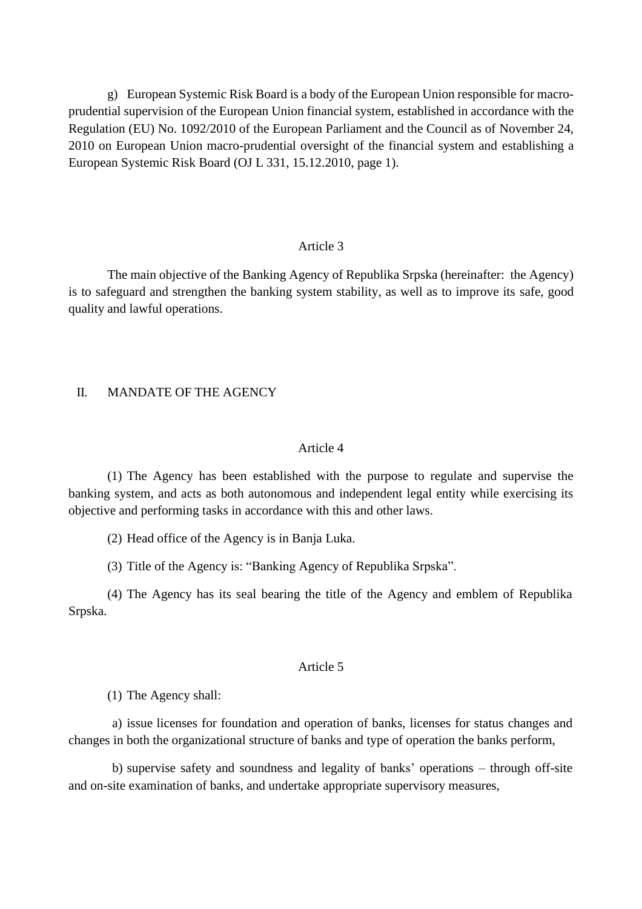g) European Systemic Risk Board is a body of the European Union responsible for macro-prudential supervision of the European Union financial system, established in accordance with the Regulation (EU) No. 1092/2010 of the European Parliament and the Council as of November 24, 2010 on European Union macro-prudential oversight of the financial system and establishing a European Systemic Risk Board (OJ L 331, 15.12.2010, page 1).

Article 3

The main objective of the Banking Agency of Republika Srpska (hereinafter: the Agency) is to safeguard and strengthen the banking system stability, as well as to improve its safe, good quality and lawful operations.

## II. MANDATE OF THE AGENCY

Article 4

(1) The Agency has been established with the purpose to regulate and supervise the banking system, and acts as both autonomous and independent legal entity while exercising its objective and performing tasks in accordance with this and other laws.

(2) Head office of the Agency is in Banja Luka.

(3) Title of the Agency is: "Banking Agency of Republika Srpska".

(4) The Agency has its seal bearing the title of the Agency and emblem of Republika Srpska.

Article 5

(1) The Agency shall:

a) issue licenses for foundation and operation of banks, licenses for status changes and changes in both the organizational structure of banks and type of operation the banks perform,

b) supervise safety and soundness and legality of banks' operations – through off-site and on-site examination of banks, and undertake appropriate supervisory measures,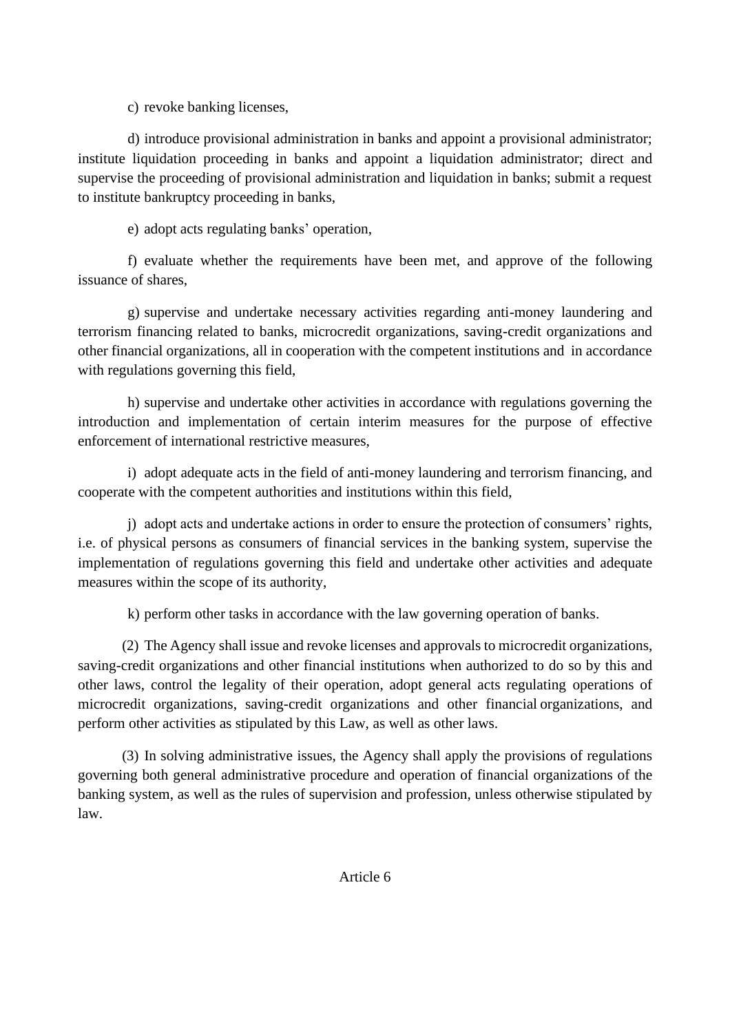c) revoke banking licenses,

d) introduce provisional administration in banks and appoint a provisional administrator; institute liquidation proceeding in banks and appoint a liquidation administrator; direct and supervise the proceeding of provisional administration and liquidation in banks; submit a request to institute bankruptcy proceeding in banks,

e) adopt acts regulating banks' operation,

f) evaluate whether the requirements have been met, and approve of the following issuance of shares,

g) supervise and undertake necessary activities regarding anti-money laundering and terrorism financing related to banks, microcredit organizations, saving-credit organizations and other financial organizations, all in cooperation with the competent institutions and in accordance with regulations governing this field,

h) supervise and undertake other activities in accordance with regulations governing the introduction and implementation of certain interim measures for the purpose of effective enforcement of international restrictive measures,

i) adopt adequate acts in the field of anti-money laundering and terrorism financing, and cooperate with the competent authorities and institutions within this field,

j) adopt acts and undertake actions in order to ensure the protection of consumers' rights, i.e. of physical persons as consumers of financial services in the banking system, supervise the implementation of regulations governing this field and undertake other activities and adequate measures within the scope of its authority,

k) perform other tasks in accordance with the law governing operation of banks.

(2) The Agency shall issue and revoke licenses and approvals to microcredit organizations, saving-credit organizations and other financial institutions when authorized to do so by this and other laws, control the legality of their operation, adopt general acts regulating operations of microcredit organizations, saving-credit organizations and other financial organizations, and perform other activities as stipulated by this Law, as well as other laws.

(3) In solving administrative issues, the Agency shall apply the provisions of regulations governing both general administrative procedure and operation of financial organizations of the banking system, as well as the rules of supervision and profession, unless otherwise stipulated by law.

Article 6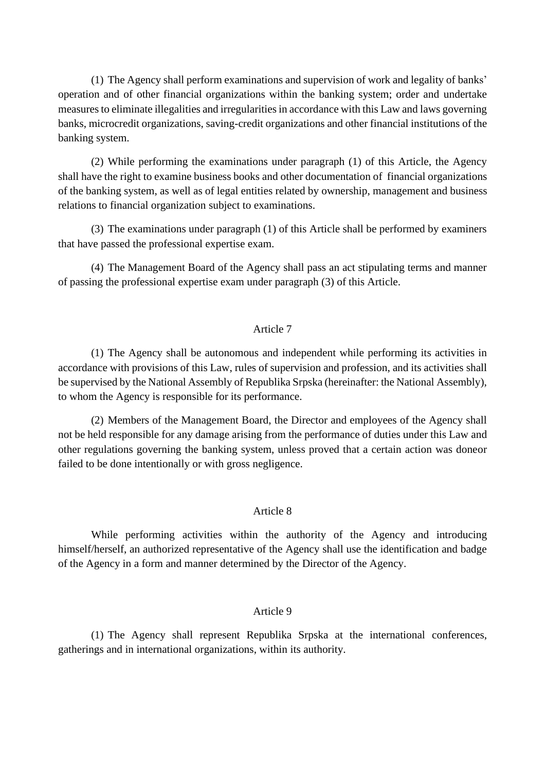(1) The Agency shall perform examinations and supervision of work and legality of banks' operation and of other financial organizations within the banking system; order and undertake measures to eliminate illegalities and irregularities in accordance with this Law and laws governing banks, microcredit organizations, saving-credit organizations and other financial institutions of the banking system.

(2) While performing the examinations under paragraph (1) of this Article, the Agency shall have the right to examine business books and other documentation of financial organizations of the banking system, as well as of legal entities related by ownership, management and business relations to financial organization subject to examinations.

(3) The examinations under paragraph (1) of this Article shall be performed by examiners that have passed the professional expertise exam.

(4) The Management Board of the Agency shall pass an act stipulating terms and manner of passing the professional expertise exam under paragraph (3) of this Article.

### Article 7

(1) The Agency shall be autonomous and independent while performing its activities in accordance with provisions of this Law, rules of supervision and profession, and its activities shall be supervised by the National Assembly of Republika Srpska (hereinafter: the National Assembly), to whom the Agency is responsible for its performance.

(2) Members of the Management Board, the Director and employees of the Agency shall not be held responsible for any damage arising from the performance of duties under this Law and other regulations governing the banking system, unless proved that a certain action was doneor failed to be done intentionally or with gross negligence.

### Article 8

While performing activities within the authority of the Agency and introducing himself/herself, an authorized representative of the Agency shall use the identification and badge of the Agency in a form and manner determined by the Director of the Agency.

### Article 9

(1) The Agency shall represent Republika Srpska at the international conferences, gatherings and in international organizations, within its authority.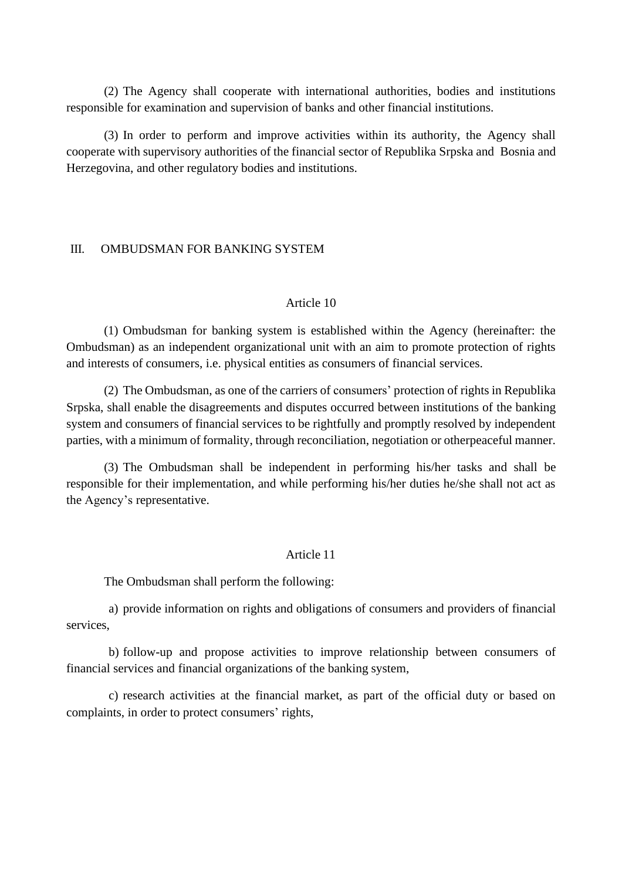(2) The Agency shall cooperate with international authorities, bodies and institutions responsible for examination and supervision of banks and other financial institutions.

(3) In order to perform and improve activities within its authority, the Agency shall cooperate with supervisory authorities of the financial sector of Republika Srpska and Bosnia and Herzegovina, and other regulatory bodies and institutions.

## III. OMBUDSMAN FOR BANKING SYSTEM

### Article 10

(1) Ombudsman for banking system is established within the Agency (hereinafter: the Ombudsman) as an independent organizational unit with an aim to promote protection of rights and interests of consumers, i.e. physical entities as consumers of financial services.

(2) The Ombudsman, as one of the carriers of consumers' protection of rights in Republika Srpska, shall enable the disagreements and disputes occurred between institutions of the banking system and consumers of financial services to be rightfully and promptly resolved by independent parties, with a minimum of formality, through reconciliation, negotiation or otherpeaceful manner.

(3) The Ombudsman shall be independent in performing his/her tasks and shall be responsible for their implementation, and while performing his/her duties he/she shall not act as the Agency's representative.

### Article 11

The Ombudsman shall perform the following:

a) provide information on rights and obligations of consumers and providers of financial services,

b) follow-up and propose activities to improve relationship between consumers of financial services and financial organizations of the banking system,

c) research activities at the financial market, as part of the official duty or based on complaints, in order to protect consumers' rights,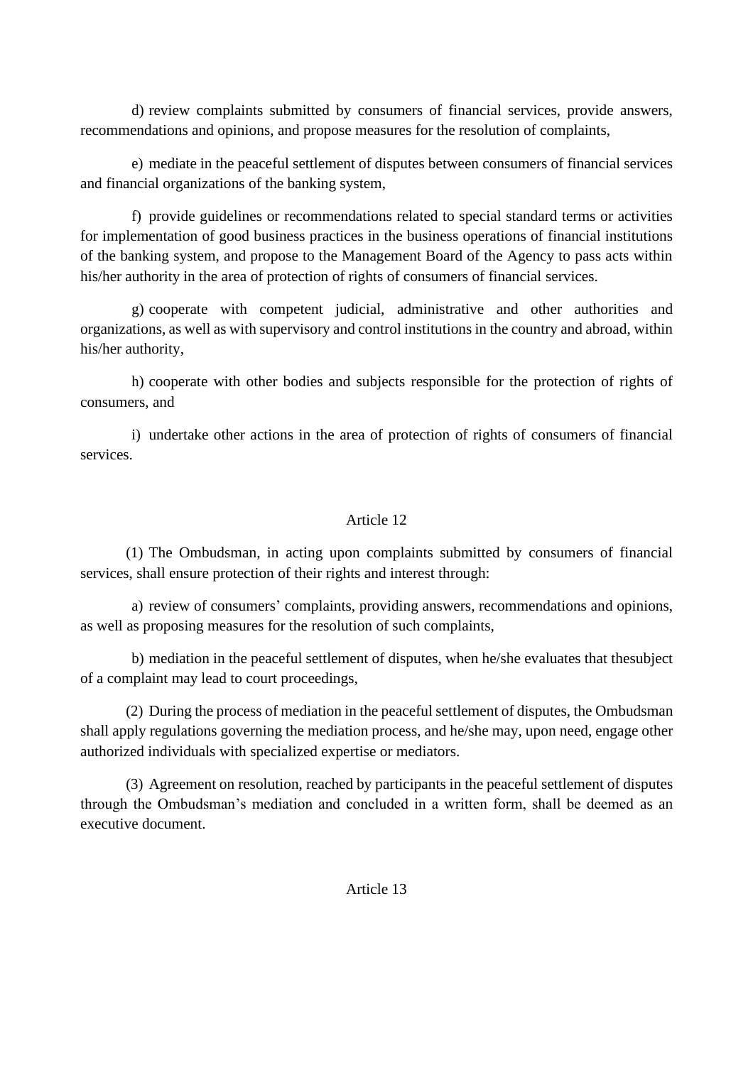d) review complaints submitted by consumers of financial services, provide answers, recommendations and opinions, and propose measures for the resolution of complaints,

e) mediate in the peaceful settlement of disputes between consumers of financial services and financial organizations of the banking system,

f) provide guidelines or recommendations related to special standard terms or activities for implementation of good business practices in the business operations of financial institutions of the banking system, and propose to the Management Board of the Agency to pass acts within his/her authority in the area of protection of rights of consumers of financial services.

g) cooperate with competent judicial, administrative and other authorities and organizations, as well as with supervisory and control institutions in the country and abroad, within his/her authority,

h) cooperate with other bodies and subjects responsible for the protection of rights of consumers, and

i) undertake other actions in the area of protection of rights of consumers of financial services.

## Article 12

(1) The Ombudsman, in acting upon complaints submitted by consumers of financial services, shall ensure protection of their rights and interest through:

a) review of consumers' complaints, providing answers, recommendations and opinions, as well as proposing measures for the resolution of such complaints,

b) mediation in the peaceful settlement of disputes, when he/she evaluates that thesubject of a complaint may lead to court proceedings,

(2) During the process of mediation in the peaceful settlement of disputes, the Ombudsman shall apply regulations governing the mediation process, and he/she may, upon need, engage other authorized individuals with specialized expertise or mediators.

(3) Agreement on resolution, reached by participants in the peaceful settlement of disputes through the Ombudsman's mediation and concluded in a written form, shall be deemed as an executive document.

## Article 13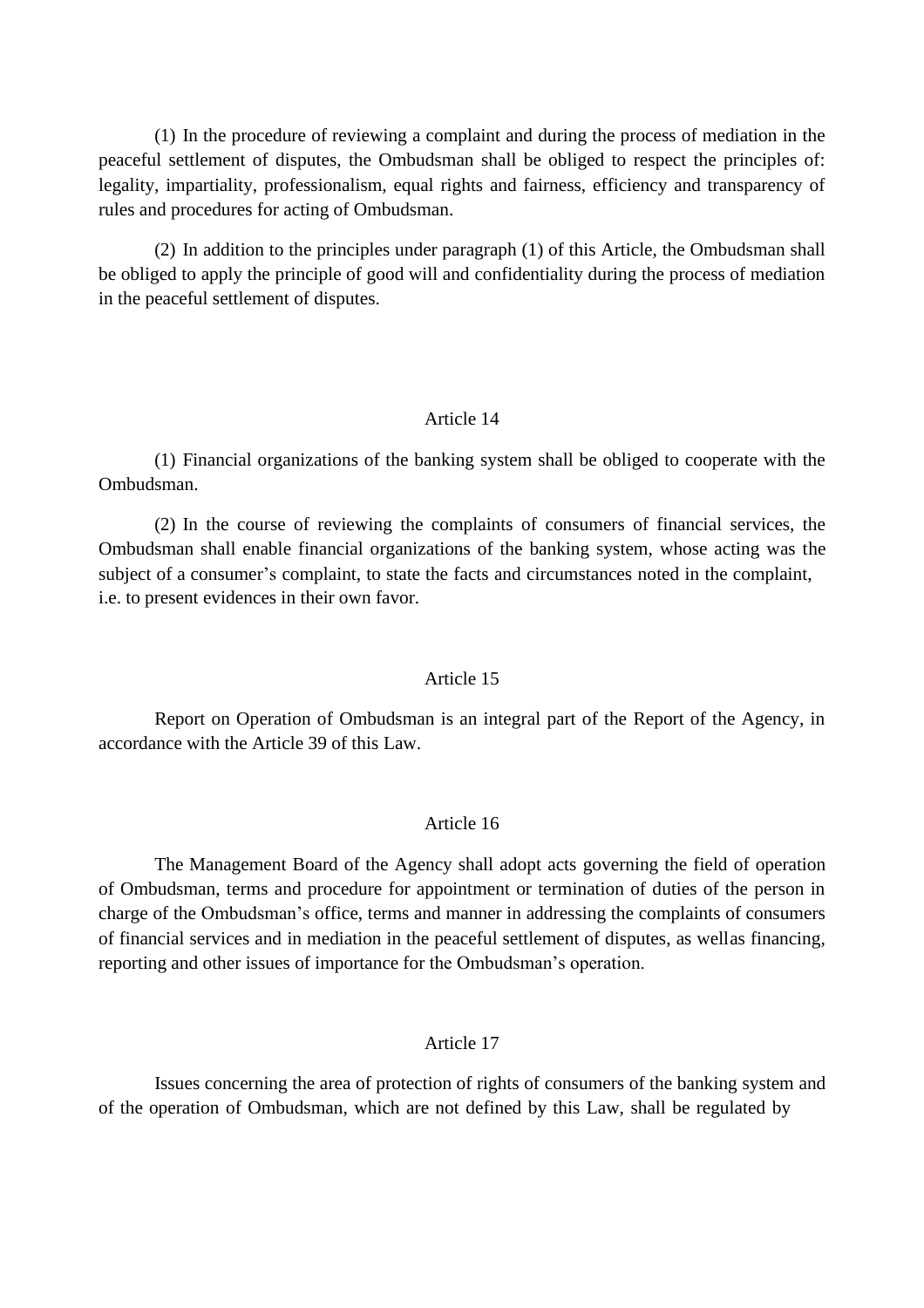(1) In the procedure of reviewing a complaint and during the process of mediation in the peaceful settlement of disputes, the Ombudsman shall be obliged to respect the principles of: legality, impartiality, professionalism, equal rights and fairness, efficiency and transparency of rules and procedures for acting of Ombudsman.

(2) In addition to the principles under paragraph (1) of this Article, the Ombudsman shall be obliged to apply the principle of good will and confidentiality during the process of mediation in the peaceful settlement of disputes.

### Article 14

(1) Financial organizations of the banking system shall be obliged to cooperate with the Ombudsman.

(2) In the course of reviewing the complaints of consumers of financial services, the Ombudsman shall enable financial organizations of the banking system, whose acting was the subject of a consumer's complaint, to state the facts and circumstances noted in the complaint, i.e. to present evidences in their own favor.

### Article 15

Report on Operation of Ombudsman is an integral part of the Report of the Agency, in accordance with the Article 39 of this Law.

### Article 16

The Management Board of the Agency shall adopt acts governing the field of operation of Ombudsman, terms and procedure for appointment or termination of duties of the person in charge of the Ombudsman's office, terms and manner in addressing the complaints of consumers of financial services and in mediation in the peaceful settlement of disputes, as wellas financing, reporting and other issues of importance for the Ombudsman's operation.

### Article 17

Issues concerning the area of protection of rights of consumers of the banking system and of the operation of Ombudsman, which are not defined by this Law, shall be regulated by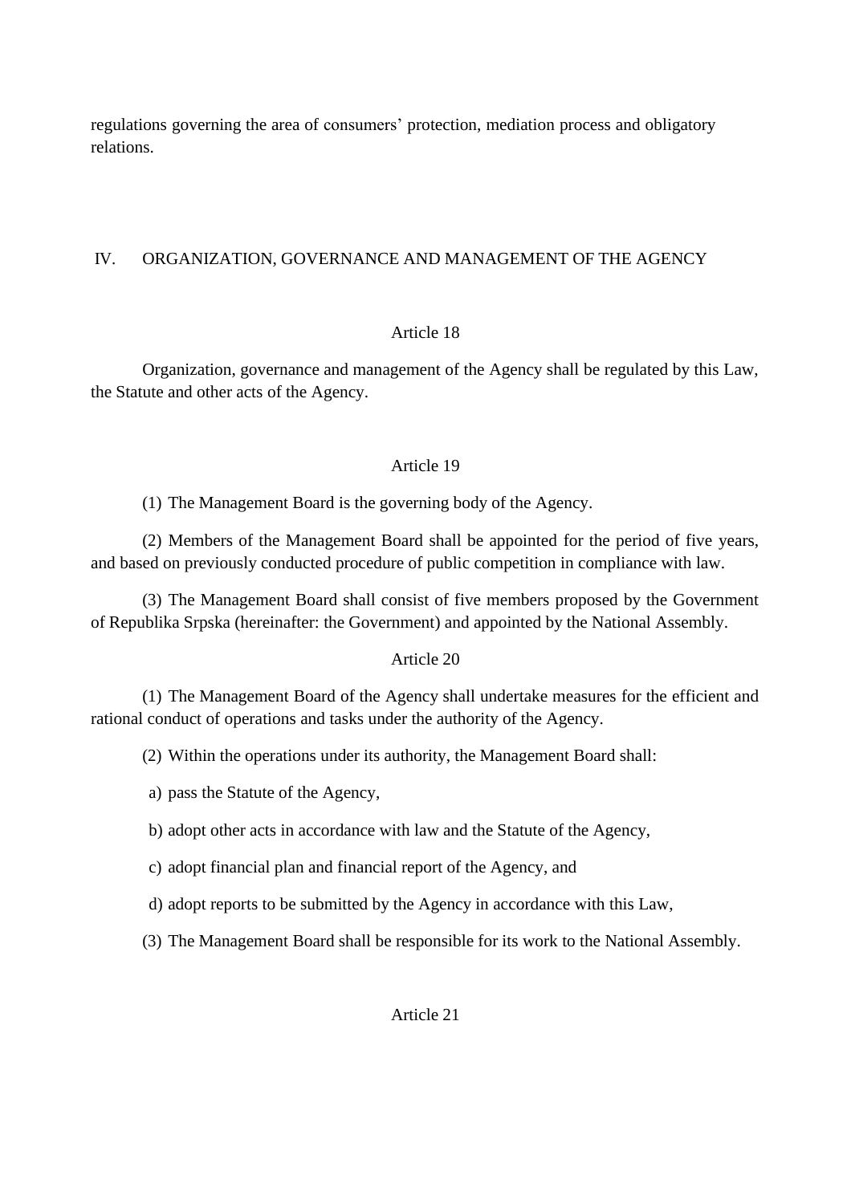regulations governing the area of consumers' protection, mediation process and obligatory relations.

## IV. ORGANIZATION, GOVERNANCE AND MANAGEMENT OF THE AGENCY

### Article 18

Organization, governance and management of the Agency shall be regulated by this Law, the Statute and other acts of the Agency.

### Article 19

(1) The Management Board is the governing body of the Agency.

(2) Members of the Management Board shall be appointed for the period of five years, and based on previously conducted procedure of public competition in compliance with law.

(3) The Management Board shall consist of five members proposed by the Government of Republika Srpska (hereinafter: the Government) and appointed by the National Assembly.

### Article 20

(1) The Management Board of the Agency shall undertake measures for the efficient and rational conduct of operations and tasks under the authority of the Agency.

(2) Within the operations under its authority, the Management Board shall:

a) pass the Statute of the Agency,

b) adopt other acts in accordance with law and the Statute of the Agency,

c) adopt financial plan and financial report of the Agency, and

d) adopt reports to be submitted by the Agency in accordance with this Law,

(3) The Management Board shall be responsible for its work to the National Assembly.

### Article 21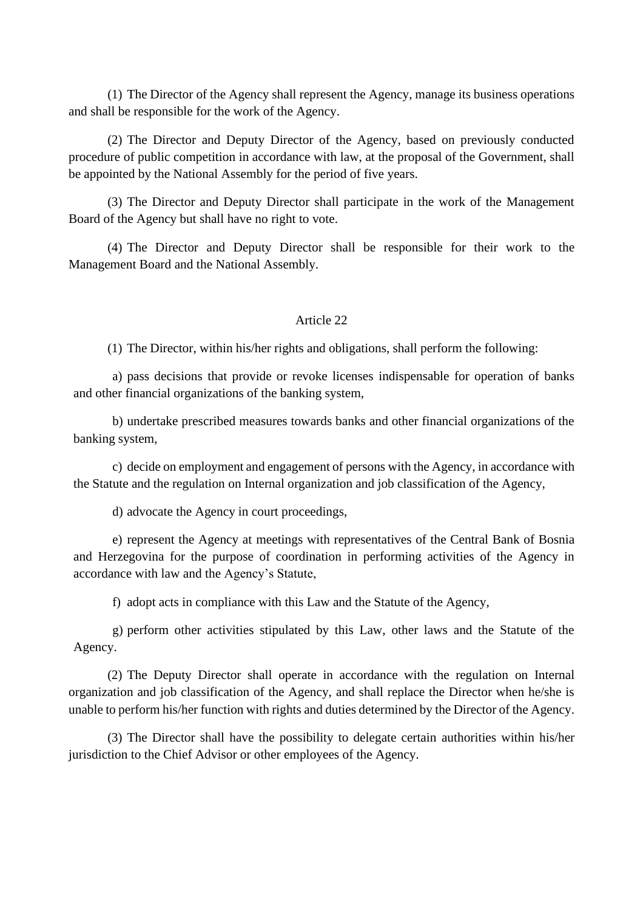(1) The Director of the Agency shall represent the Agency, manage its business operations and shall be responsible for the work of the Agency.

(2) The Director and Deputy Director of the Agency, based on previously conducted procedure of public competition in accordance with law, at the proposal of the Government, shall be appointed by the National Assembly for the period of five years.

(3) The Director and Deputy Director shall participate in the work of the Management Board of the Agency but shall have no right to vote.

(4) The Director and Deputy Director shall be responsible for their work to the Management Board and the National Assembly.

### Article 22

(1) The Director, within his/her rights and obligations, shall perform the following:

a) pass decisions that provide or revoke licenses indispensable for operation of banks and other financial organizations of the banking system,

b) undertake prescribed measures towards banks and other financial organizations of the banking system,

c) decide on employment and engagement of persons with the Agency, in accordance with the Statute and the regulation on Internal organization and job classification of the Agency,

d) advocate the Agency in court proceedings,

e) represent the Agency at meetings with representatives of the Central Bank of Bosnia and Herzegovina for the purpose of coordination in performing activities of the Agency in accordance with law and the Agency's Statute,

f) adopt acts in compliance with this Law and the Statute of the Agency,

g) perform other activities stipulated by this Law, other laws and the Statute of the Agency.

(2) The Deputy Director shall operate in accordance with the regulation on Internal organization and job classification of the Agency, and shall replace the Director when he/she is unable to perform his/her function with rights and duties determined by the Director of the Agency.

(3) The Director shall have the possibility to delegate certain authorities within his/her jurisdiction to the Chief Advisor or other employees of the Agency.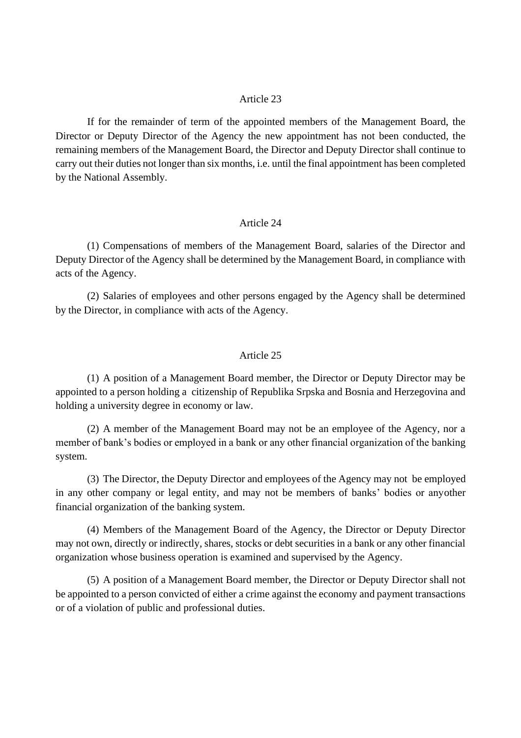## Article 23

If for the remainder of term of the appointed members of the Management Board, the Director or Deputy Director of the Agency the new appointment has not been conducted, the remaining members of the Management Board, the Director and Deputy Director shall continue to carry out their duties not longer than six months, i.e. until the final appointment has been completed by the National Assembly.

## Article 24

(1) Compensations of members of the Management Board, salaries of the Director and Deputy Director of the Agency shall be determined by the Management Board, in compliance with acts of the Agency.

(2) Salaries of employees and other persons engaged by the Agency shall be determined by the Director, in compliance with acts of the Agency.

## Article 25

(1) A position of a Management Board member, the Director or Deputy Director may be appointed to a person holding a citizenship of Republika Srpska and Bosnia and Herzegovina and holding a university degree in economy or law.

(2) A member of the Management Board may not be an employee of the Agency, nor a member of bank's bodies or employed in a bank or any other financial organization of the banking system.

(3) The Director, the Deputy Director and employees of the Agency may not be employed in any other company or legal entity, and may not be members of banks' bodies or anyother financial organization of the banking system.

(4) Members of the Management Board of the Agency, the Director or Deputy Director may not own, directly or indirectly, shares, stocks or debt securities in a bank or any other financial organization whose business operation is examined and supervised by the Agency.

(5) A position of a Management Board member, the Director or Deputy Director shall not be appointed to a person convicted of either a crime against the economy and payment transactions or of a violation of public and professional duties.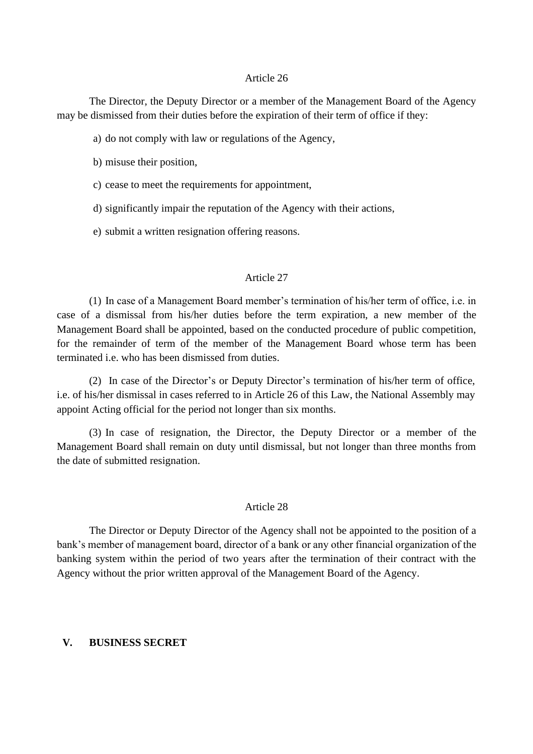### Article 26

The Director, the Deputy Director or a member of the Management Board of the Agency may be dismissed from their duties before the expiration of their term of office if they:

a) do not comply with law or regulations of the Agency,

b) misuse their position,

c) cease to meet the requirements for appointment,

d) significantly impair the reputation of the Agency with their actions,

e) submit a written resignation offering reasons.

### Article 27

(1) In case of a Management Board member's termination of his/her term of office, i.e. in case of a dismissal from his/her duties before the term expiration, a new member of the Management Board shall be appointed, based on the conducted procedure of public competition, for the remainder of term of the member of the Management Board whose term has been terminated i.e. who has been dismissed from duties.

(2) In case of the Director's or Deputy Director's termination of his/her term of office, i.e. of his/her dismissal in cases referred to in Article 26 of this Law, the National Assembly may appoint Acting official for the period not longer than six months.

(3) In case of resignation, the Director, the Deputy Director or a member of the Management Board shall remain on duty until dismissal, but not longer than three months from the date of submitted resignation.

### Article 28

The Director or Deputy Director of the Agency shall not be appointed to the position of a bank's member of management board, director of a bank or any other financial organization of the banking system within the period of two years after the termination of their contract with the Agency without the prior written approval of the Management Board of the Agency.

## V. BUSINESS SECRET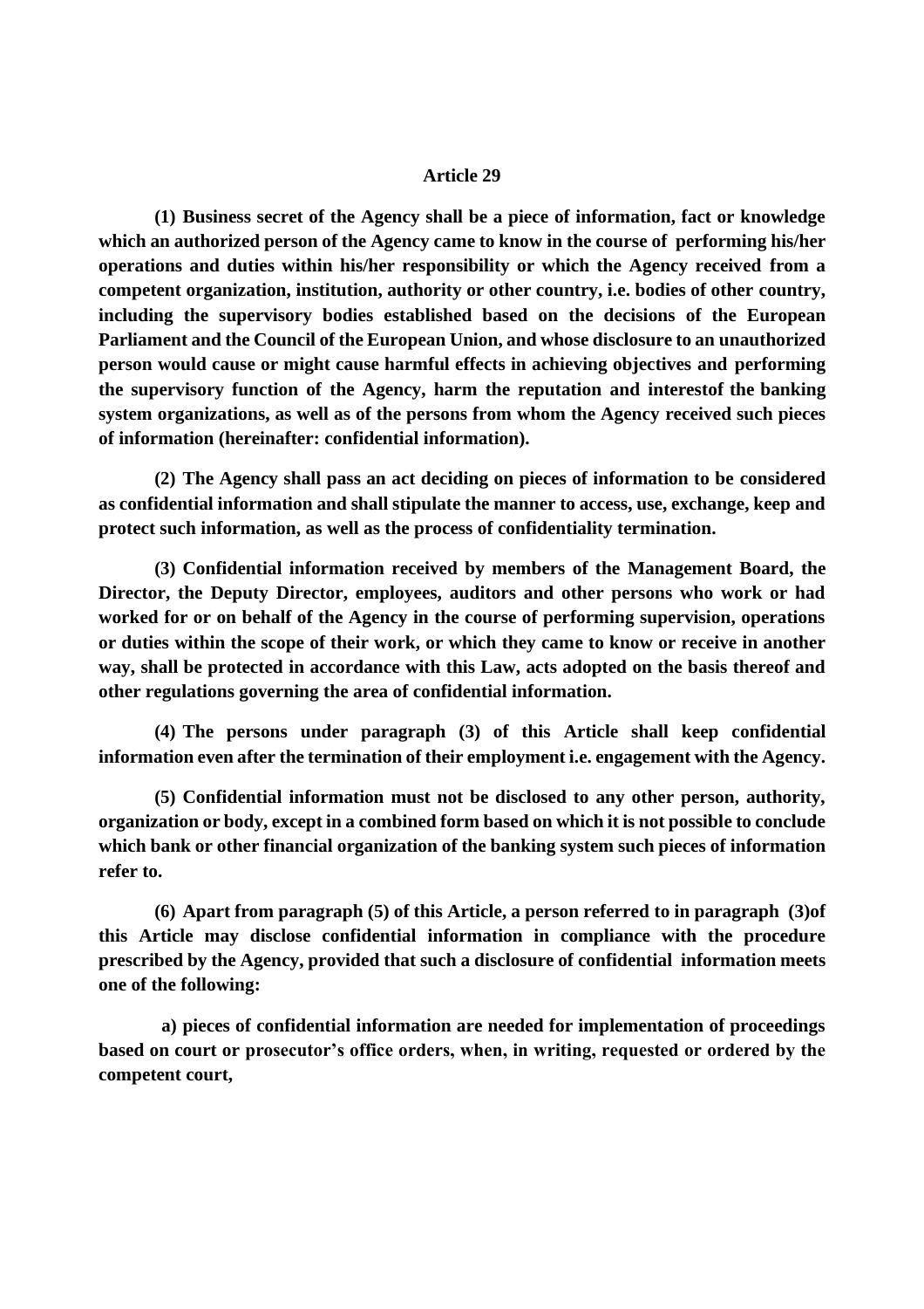### Article 29

**(1) Business secret of the Agency shall be a piece of information, fact or knowledge which an authorized person of the Agency came to know in the course of performing his/her operations and duties within his/her responsibility or which the Agency received from a competent organization, institution, authority or other country, i.e. bodies of other country, including the supervisory bodies established based on the decisions of the European Parliament and the Council of the European Union, and whose disclosure to an unauthorized person would cause or might cause harmful effects in achieving objectives and performing the supervisory function of the Agency, harm the reputation and interestof the banking system organizations, as well as of the persons from whom the Agency received such pieces of information (hereinafter: confidential information).**

**(2) The Agency shall pass an act deciding on pieces of information to be considered as confidential information and shall stipulate the manner to access, use, exchange, keep and protect such information, as well as the process of confidentiality termination.**

**(3) Confidential information received by members of the Management Board, the Director, the Deputy Director, employees, auditors and other persons who work or had worked for or on behalf of the Agency in the course of performing supervision, operations or duties within the scope of their work, or which they came to know or receive in another way, shall be protected in accordance with this Law, acts adopted on the basis thereof and other regulations governing the area of confidential information.**

**(4) The persons under paragraph (3) of this Article shall keep confidential information even after the termination of their employment i.e. engagement with the Agency.**

**(5) Confidential information must not be disclosed to any other person, authority, organization or body, except in a combined form based on which it is not possible to conclude which bank or other financial organization of the banking system such pieces of information refer to.**

**(6) Apart from paragraph (5) of this Article, a person referred to in paragraph (3)of this Article may disclose confidential information in compliance with the procedure prescribed by the Agency, provided that such a disclosure of confidential information meets one of the following:**

**a) pieces of confidential information are needed for implementation of proceedings based on court or prosecutor's office orders, when, in writing, requested or ordered by the competent court,**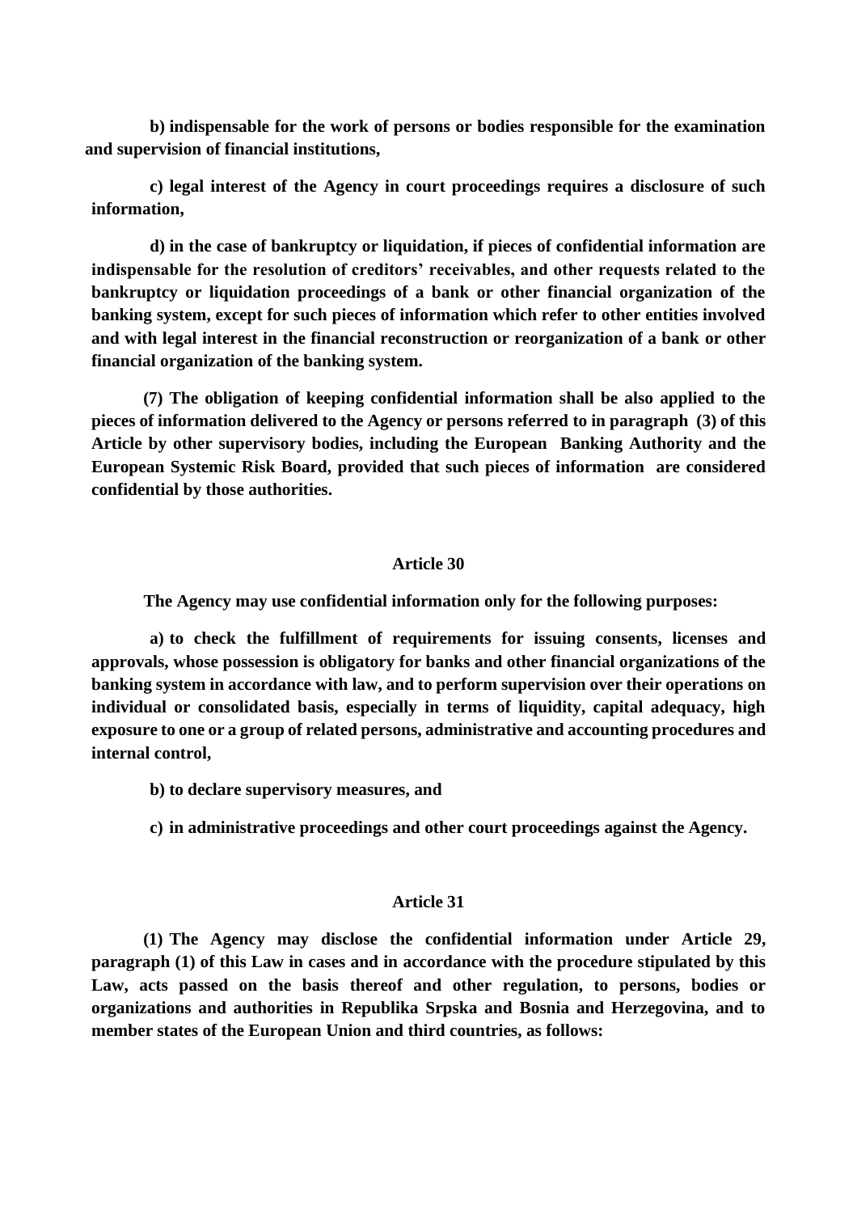**b) indispensable for the work of persons or bodies responsible for the examination and supervision of financial institutions,**

**c) legal interest of the Agency in court proceedings requires a disclosure of such information,**

**d) in the case of bankruptcy or liquidation, if pieces of confidential information are indispensable for the resolution of creditors' receivables, and other requests related to the bankruptcy or liquidation proceedings of a bank or other financial organization of the banking system, except for such pieces of information which refer to other entities involved and with legal interest in the financial reconstruction or reorganization of a bank or other financial organization of the banking system.**

**(7) The obligation of keeping confidential information shall be also applied to the pieces of information delivered to the Agency or persons referred to in paragraph (3) of this Article by other supervisory bodies, including the European Banking Authority and the European Systemic Risk Board, provided that such pieces of information are considered confidential by those authorities.**

## Article 30

**The Agency may use confidential information only for the following purposes:**

**a) to check the fulfillment of requirements for issuing consents, licenses and approvals, whose possession is obligatory for banks and other financial organizations of the banking system in accordance with law, and to perform supervision over their operations on individual or consolidated basis, especially in terms of liquidity, capital adequacy, high exposure to one or a group of related persons, administrative and accounting procedures and internal control,**

**b) to declare supervisory measures, and**

**c) in administrative proceedings and other court proceedings against the Agency.**

## Article 31

**(1) The Agency may disclose the confidential information under Article 29, paragraph (1) of this Law in cases and in accordance with the procedure stipulated by this Law, acts passed on the basis thereof and other regulation, to persons, bodies or organizations and authorities in Republika Srpska and Bosnia and Herzegovina, and to member states of the European Union and third countries, as follows:**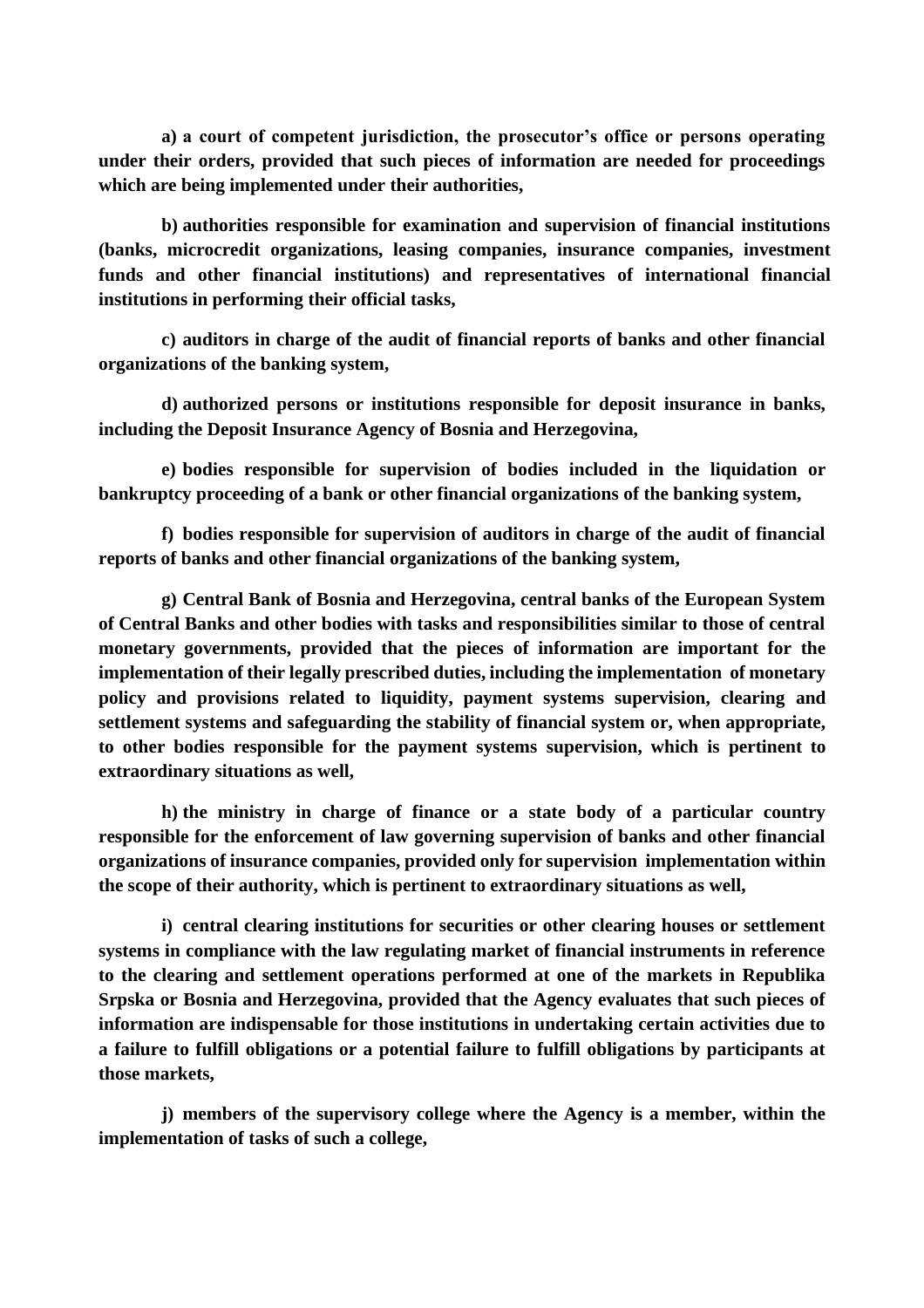**a) a court of competent jurisdiction, the prosecutor's office or persons operating under their orders, provided that such pieces of information are needed for proceedings which are being implemented under their authorities,**

**b) authorities responsible for examination and supervision of financial institutions (banks, microcredit organizations, leasing companies, insurance companies, investment funds and other financial institutions) and representatives of international financial institutions in performing their official tasks,**

**c) auditors in charge of the audit of financial reports of banks and other financial organizations of the banking system,**

**d) authorized persons or institutions responsible for deposit insurance in banks, including the Deposit Insurance Agency of Bosnia and Herzegovina,**

**e) bodies responsible for supervision of bodies included in the liquidation or bankruptcy proceeding of a bank or other financial organizations of the banking system,**

**f) bodies responsible for supervision of auditors in charge of the audit of financial reports of banks and other financial organizations of the banking system,**

**g) Central Bank of Bosnia and Herzegovina, central banks of the European System of Central Banks and other bodies with tasks and responsibilities similar to those of central monetary governments, provided that the pieces of information are important for the implementation of their legally prescribed duties, including the implementation of monetary policy and provisions related to liquidity, payment systems supervision, clearing and settlement systems and safeguarding the stability of financial system or, when appropriate, to other bodies responsible for the payment systems supervision, which is pertinent to extraordinary situations as well,**

**h) the ministry in charge of finance or a state body of a particular country responsible for the enforcement of law governing supervision of banks and other financial organizations of insurance companies, provided only for supervision implementation within the scope of their authority, which is pertinent to extraordinary situations as well,**

**i) central clearing institutions for securities or other clearing houses or settlement systems in compliance with the law regulating market of financial instruments in reference to the clearing and settlement operations performed at one of the markets in Republika Srpska or Bosnia and Herzegovina, provided that the Agency evaluates that such pieces of information are indispensable for those institutions in undertaking certain activities due to a failure to fulfill obligations or a potential failure to fulfill obligations by participants at those markets,**

**j) members of the supervisory college where the Agency is a member, within the implementation of tasks of such a college,**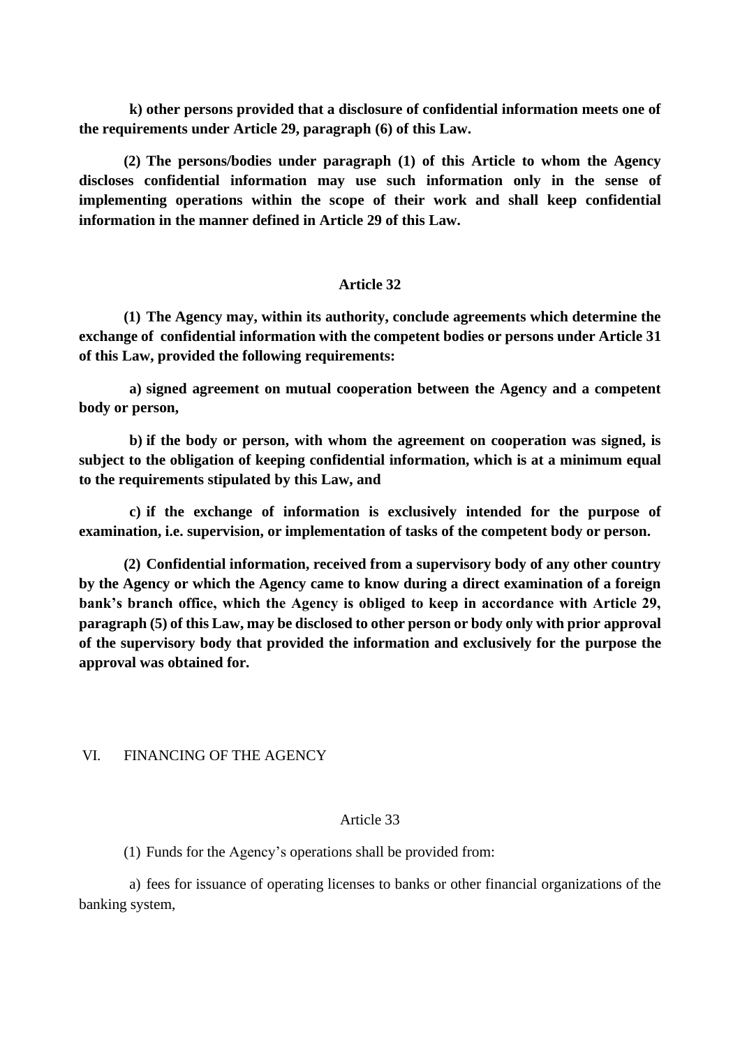**k) other persons provided that a disclosure of confidential information meets one of the requirements under Article 29, paragraph (6) of this Law.**

**(2) The persons/bodies under paragraph (1) of this Article to whom the Agency discloses confidential information may use such information only in the sense of implementing operations within the scope of their work and shall keep confidential information in the manner defined in Article 29 of this Law.**

### Article 32

**(1) The Agency may, within its authority, conclude agreements which determine the exchange of confidential information with the competent bodies or persons under Article 31 of this Law, provided the following requirements:**

**a) signed agreement on mutual cooperation between the Agency and a competent body or person,**

**b) if the body or person, with whom the agreement on cooperation was signed, is subject to the obligation of keeping confidential information, which is at a minimum equal to the requirements stipulated by this Law, and**

**c) if the exchange of information is exclusively intended for the purpose of examination, i.e. supervision, or implementation of tasks of the competent body or person.**

**(2) Confidential information, received from a supervisory body of any other country by the Agency or which the Agency came to know during a direct examination of a foreign bank's branch office, which the Agency is obliged to keep in accordance with Article 29, paragraph (5) of this Law, may be disclosed to other person or body only with prior approval of the supervisory body that provided the information and exclusively for the purpose the approval was obtained for.**

## VI. FINANCING OF THE AGENCY

### Article 33

(1) Funds for the Agency's operations shall be provided from:

a) fees for issuance of operating licenses to banks or other financial organizations of the banking system,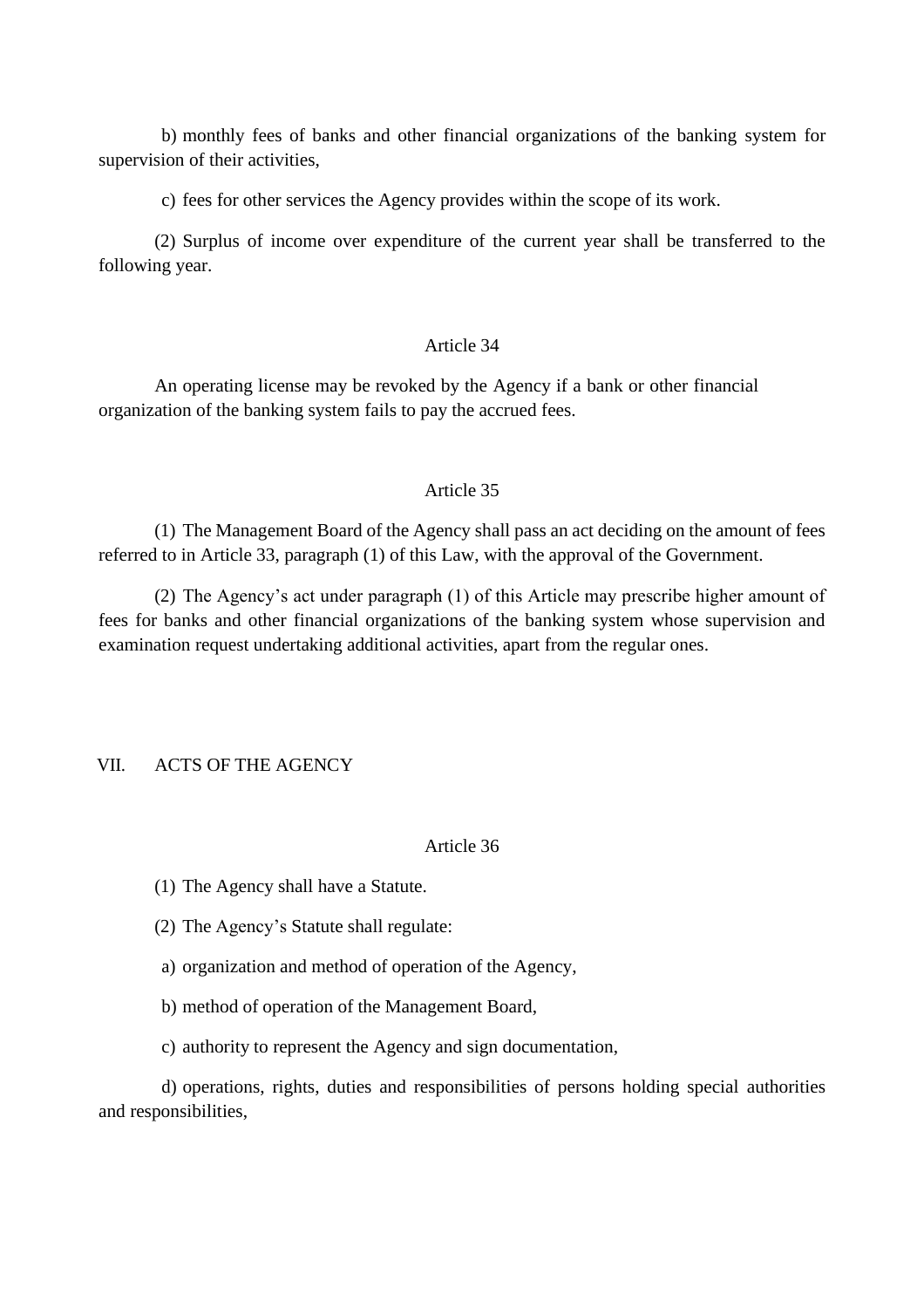b) monthly fees of banks and other financial organizations of the banking system for supervision of their activities,

c) fees for other services the Agency provides within the scope of its work.

(2) Surplus of income over expenditure of the current year shall be transferred to the following year.

### Article 34

An operating license may be revoked by the Agency if a bank or other financial organization of the banking system fails to pay the accrued fees.

### Article 35

(1) The Management Board of the Agency shall pass an act deciding on the amount of fees referred to in Article 33, paragraph (1) of this Law, with the approval of the Government.

(2) The Agency's act under paragraph (1) of this Article may prescribe higher amount of fees for banks and other financial organizations of the banking system whose supervision and examination request undertaking additional activities, apart from the regular ones.

## VII. ACTS OF THE AGENCY

### Article 36

(1) The Agency shall have a Statute.

(2) The Agency's Statute shall regulate:

a) organization and method of operation of the Agency,

b) method of operation of the Management Board,

c) authority to represent the Agency and sign documentation,

d) operations, rights, duties and responsibilities of persons holding special authorities and responsibilities,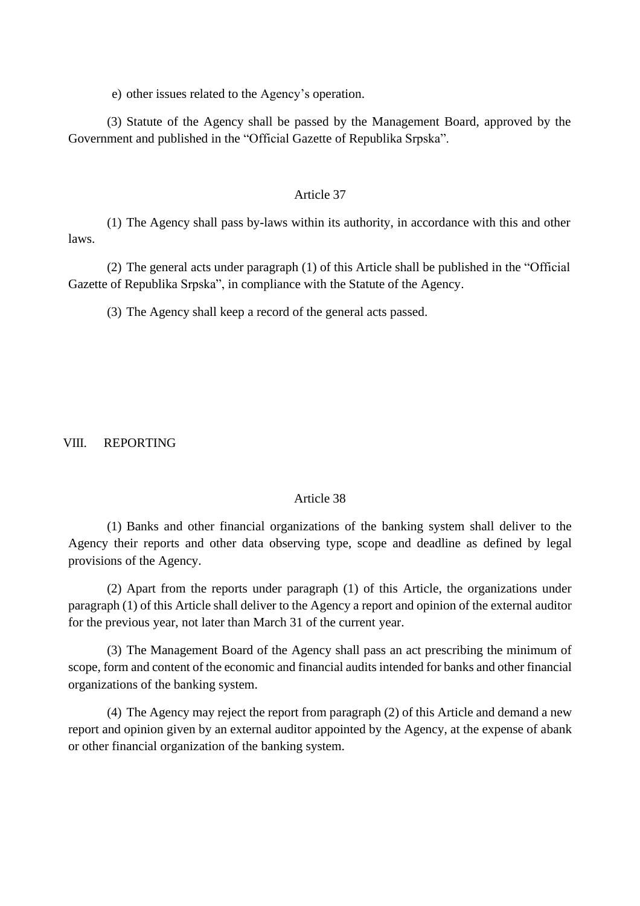e) other issues related to the Agency's operation.

(3) Statute of the Agency shall be passed by the Management Board, approved by the Government and published in the "Official Gazette of Republika Srpska".

### Article 37

(1) The Agency shall pass by-laws within its authority, in accordance with this and other laws.

(2) The general acts under paragraph (1) of this Article shall be published in the "Official Gazette of Republika Srpska", in compliance with the Statute of the Agency.

(3) The Agency shall keep a record of the general acts passed.

## VIII. REPORTING

### Article 38

(1) Banks and other financial organizations of the banking system shall deliver to the Agency their reports and other data observing type, scope and deadline as defined by legal provisions of the Agency.

(2) Apart from the reports under paragraph (1) of this Article, the organizations under paragraph (1) of this Article shall deliver to the Agency a report and opinion of the external auditor for the previous year, not later than March 31 of the current year.

(3) The Management Board of the Agency shall pass an act prescribing the minimum of scope, form and content of the economic and financial audits intended for banks and other financial organizations of the banking system.

(4) The Agency may reject the report from paragraph (2) of this Article and demand a new report and opinion given by an external auditor appointed by the Agency, at the expense of abank or other financial organization of the banking system.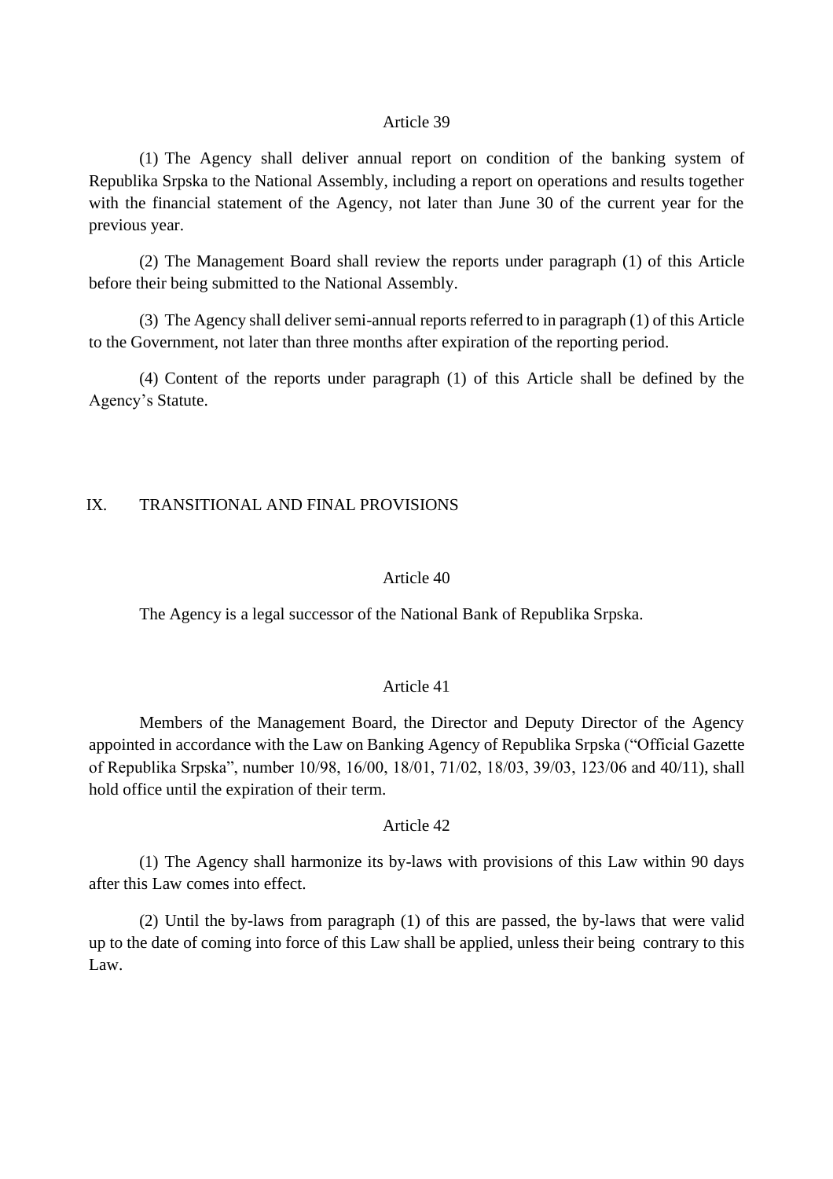### Article 39

(1) The Agency shall deliver annual report on condition of the banking system of Republika Srpska to the National Assembly, including a report on operations and results together with the financial statement of the Agency, not later than June 30 of the current year for the previous year.

(2) The Management Board shall review the reports under paragraph (1) of this Article before their being submitted to the National Assembly.

(3) The Agency shall deliver semi-annual reports referred to in paragraph (1) of this Article to the Government, not later than three months after expiration of the reporting period.

(4) Content of the reports under paragraph (1) of this Article shall be defined by the Agency's Statute.

## IX. TRANSITIONAL AND FINAL PROVISIONS

### Article 40

The Agency is a legal successor of the National Bank of Republika Srpska.

### Article 41

Members of the Management Board, the Director and Deputy Director of the Agency appointed in accordance with the Law on Banking Agency of Republika Srpska ("Official Gazette of Republika Srpska", number 10/98, 16/00, 18/01, 71/02, 18/03, 39/03, 123/06 and 40/11), shall hold office until the expiration of their term.

### Article 42

(1) The Agency shall harmonize its by-laws with provisions of this Law within 90 days after this Law comes into effect.

(2) Until the by-laws from paragraph (1) of this are passed, the by-laws that were valid up to the date of coming into force of this Law shall be applied, unless their being contrary to this Law.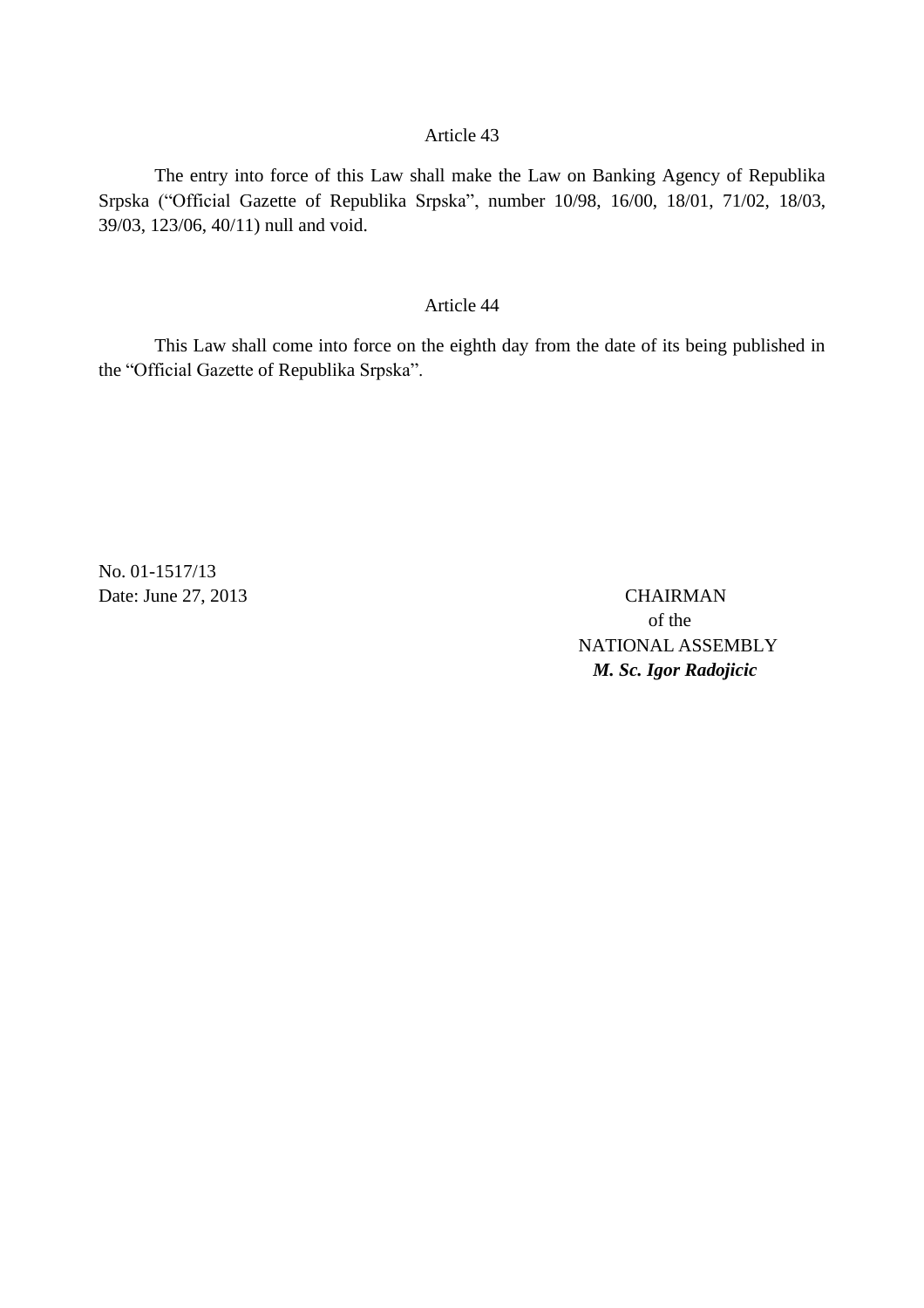### Article 43

The entry into force of this Law shall make the Law on Banking Agency of Republika Srpska (“Official Gazette of Republika Srpska”, number 10/98, 16/00, 18/01, 71/02, 18/03, 39/03, 123/06, 40/11) null and void.

### Article 44

This Law shall come into force on the eighth day from the date of its being published in the “Official Gazette of Republika Srpska”.

No. 01-1517/13
Date: June 27, 2013

CHAIRMAN
of the
NATIONAL ASSEMBLY
***M. Sc. Igor Radojicic***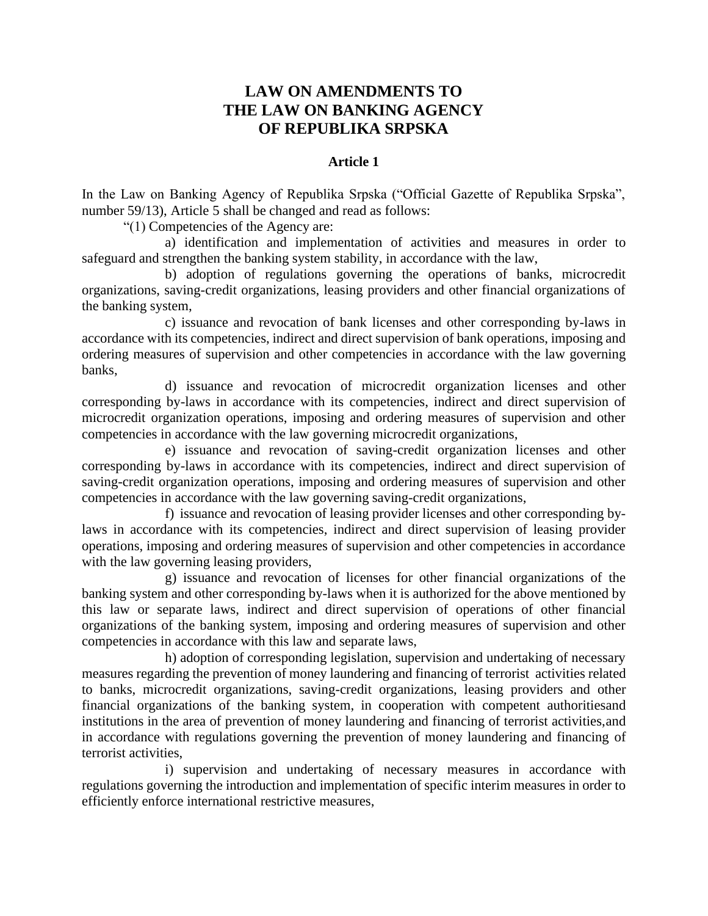# LAW ON AMENDMENTS TO THE LAW ON BANKING AGENCY OF REPUBLIKA SRPSKA

### Article 1

In the Law on Banking Agency of Republika Srpska ("Official Gazette of Republika Srpska", number 59/13), Article 5 shall be changed and read as follows:

"(1) Competencies of the Agency are:

a) identification and implementation of activities and measures in order to safeguard and strengthen the banking system stability, in accordance with the law,

b) adoption of regulations governing the operations of banks, microcredit organizations, saving-credit organizations, leasing providers and other financial organizations of the banking system,

c) issuance and revocation of bank licenses and other corresponding by-laws in accordance with its competencies, indirect and direct supervision of bank operations, imposing and ordering measures of supervision and other competencies in accordance with the law governing banks,

d) issuance and revocation of microcredit organization licenses and other corresponding by-laws in accordance with its competencies, indirect and direct supervision of microcredit organization operations, imposing and ordering measures of supervision and other competencies in accordance with the law governing microcredit organizations,

e) issuance and revocation of saving-credit organization licenses and other corresponding by-laws in accordance with its competencies, indirect and direct supervision of saving-credit organization operations, imposing and ordering measures of supervision and other competencies in accordance with the law governing saving-credit organizations,

f) issuance and revocation of leasing provider licenses and other corresponding by-laws in accordance with its competencies, indirect and direct supervision of leasing provider operations, imposing and ordering measures of supervision and other competencies in accordance with the law governing leasing providers,

g) issuance and revocation of licenses for other financial organizations of the banking system and other corresponding by-laws when it is authorized for the above mentioned by this law or separate laws, indirect and direct supervision of operations of other financial organizations of the banking system, imposing and ordering measures of supervision and other competencies in accordance with this law and separate laws,

h) adoption of corresponding legislation, supervision and undertaking of necessary measures regarding the prevention of money laundering and financing of terrorist activities related to banks, microcredit organizations, saving-credit organizations, leasing providers and other financial organizations of the banking system, in cooperation with competent authoritiesand institutions in the area of prevention of money laundering and financing of terrorist activities,and in accordance with regulations governing the prevention of money laundering and financing of terrorist activities,

i) supervision and undertaking of necessary measures in accordance with regulations governing the introduction and implementation of specific interim measures in order to efficiently enforce international restrictive measures,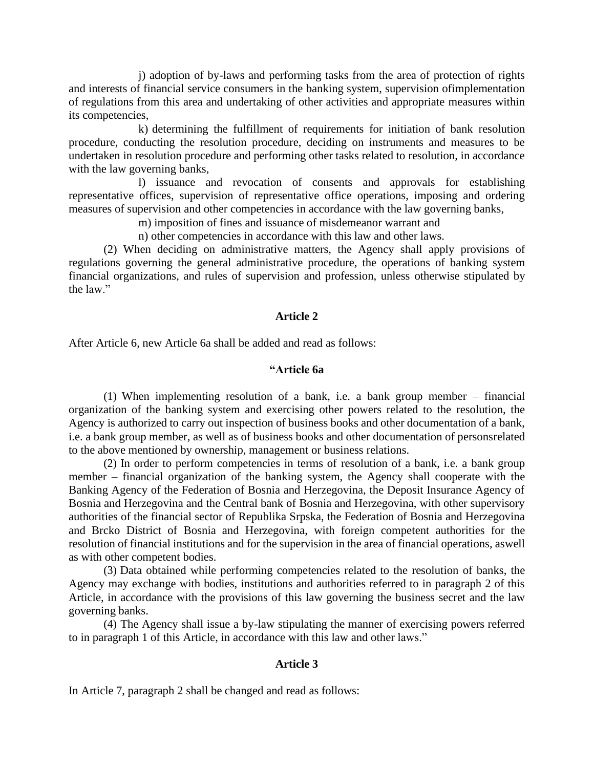j) adoption of by-laws and performing tasks from the area of protection of rights and interests of financial service consumers in the banking system, supervision ofimplementation of regulations from this area and undertaking of other activities and appropriate measures within its competencies,

k) determining the fulfillment of requirements for initiation of bank resolution procedure, conducting the resolution procedure, deciding on instruments and measures to be undertaken in resolution procedure and performing other tasks related to resolution, in accordance with the law governing banks,

l) issuance and revocation of consents and approvals for establishing representative offices, supervision of representative office operations, imposing and ordering measures of supervision and other competencies in accordance with the law governing banks,

m) imposition of fines and issuance of misdemeanor warrant and

n) other competencies in accordance with this law and other laws.

(2) When deciding on administrative matters, the Agency shall apply provisions of regulations governing the general administrative procedure, the operations of banking system financial organizations, and rules of supervision and profession, unless otherwise stipulated by the law."

### Article 2

After Article 6, new Article 6a shall be added and read as follows:

### "Article 6a

(1) When implementing resolution of a bank, i.e. a bank group member – financial organization of the banking system and exercising other powers related to the resolution, the Agency is authorized to carry out inspection of business books and other documentation of a bank, i.e. a bank group member, as well as of business books and other documentation of personsrelated to the above mentioned by ownership, management or business relations.

(2) In order to perform competencies in terms of resolution of a bank, i.e. a bank group member – financial organization of the banking system, the Agency shall cooperate with the Banking Agency of the Federation of Bosnia and Herzegovina, the Deposit Insurance Agency of Bosnia and Herzegovina and the Central bank of Bosnia and Herzegovina, with other supervisory authorities of the financial sector of Republika Srpska, the Federation of Bosnia and Herzegovina and Brcko District of Bosnia and Herzegovina, with foreign competent authorities for the resolution of financial institutions and for the supervision in the area of financial operations, aswell as with other competent bodies.

(3) Data obtained while performing competencies related to the resolution of banks, the Agency may exchange with bodies, institutions and authorities referred to in paragraph 2 of this Article, in accordance with the provisions of this law governing the business secret and the law governing banks.

(4) The Agency shall issue a by-law stipulating the manner of exercising powers referred to in paragraph 1 of this Article, in accordance with this law and other laws."

### Article 3

In Article 7, paragraph 2 shall be changed and read as follows: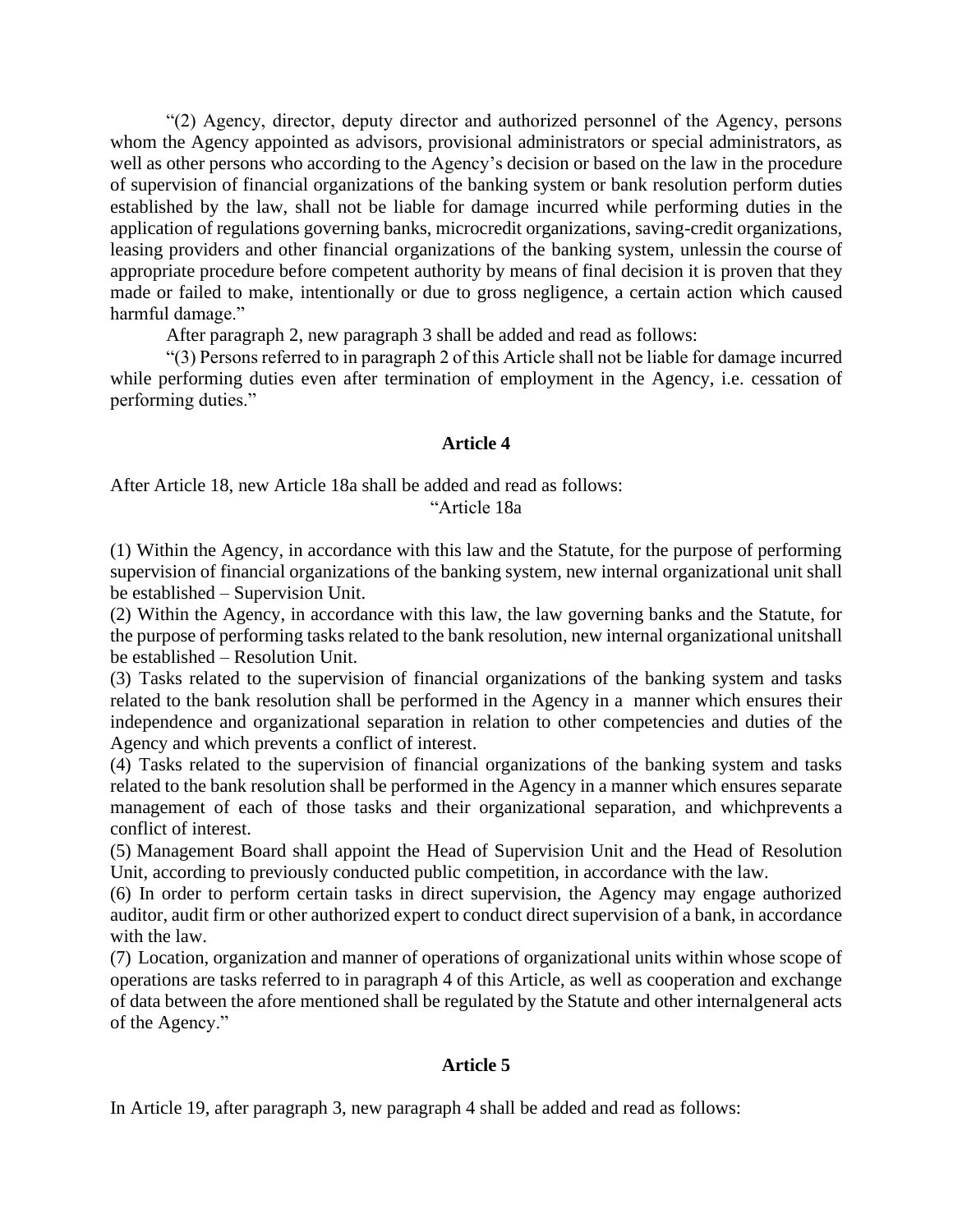"(2) Agency, director, deputy director and authorized personnel of the Agency, persons whom the Agency appointed as advisors, provisional administrators or special administrators, as well as other persons who according to the Agency's decision or based on the law in the procedure of supervision of financial organizations of the banking system or bank resolution perform duties established by the law, shall not be liable for damage incurred while performing duties in the application of regulations governing banks, microcredit organizations, saving-credit organizations, leasing providers and other financial organizations of the banking system, unlessin the course of appropriate procedure before competent authority by means of final decision it is proven that they made or failed to make, intentionally or due to gross negligence, a certain action which caused harmful damage."

After paragraph 2, new paragraph 3 shall be added and read as follows:

"(3) Persons referred to in paragraph 2 of this Article shall not be liable for damage incurred while performing duties even after termination of employment in the Agency, i.e. cessation of performing duties."

### Article 4

After Article 18, new Article 18a shall be added and read as follows:

"Article 18a

(1) Within the Agency, in accordance with this law and the Statute, for the purpose of performing supervision of financial organizations of the banking system, new internal organizational unit shall be established – Supervision Unit.

(2) Within the Agency, in accordance with this law, the law governing banks and the Statute, for the purpose of performing tasks related to the bank resolution, new internal organizational unitshall be established – Resolution Unit.

(3) Tasks related to the supervision of financial organizations of the banking system and tasks related to the bank resolution shall be performed in the Agency in a manner which ensures their independence and organizational separation in relation to other competencies and duties of the Agency and which prevents a conflict of interest.

(4) Tasks related to the supervision of financial organizations of the banking system and tasks related to the bank resolution shall be performed in the Agency in a manner which ensures separate management of each of those tasks and their organizational separation, and whichprevents a conflict of interest.

(5) Management Board shall appoint the Head of Supervision Unit and the Head of Resolution Unit, according to previously conducted public competition, in accordance with the law.

(6) In order to perform certain tasks in direct supervision, the Agency may engage authorized auditor, audit firm or other authorized expert to conduct direct supervision of a bank, in accordance with the law.

(7) Location, organization and manner of operations of organizational units within whose scope of operations are tasks referred to in paragraph 4 of this Article, as well as cooperation and exchange of data between the afore mentioned shall be regulated by the Statute and other internalgeneral acts of the Agency."

### Article 5

In Article 19, after paragraph 3, new paragraph 4 shall be added and read as follows: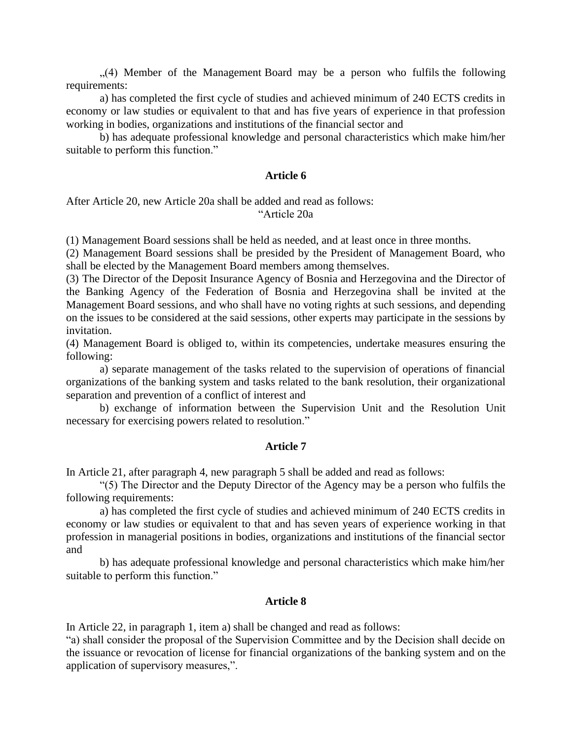„(4) Member of the Management Board may be a person who fulfils the following requirements:

a) has completed the first cycle of studies and achieved minimum of 240 ECTS credits in economy or law studies or equivalent to that and has five years of experience in that profession working in bodies, organizations and institutions of the financial sector and

b) has adequate professional knowledge and personal characteristics which make him/her suitable to perform this function."

**Article 6**

After Article 20, new Article 20a shall be added and read as follows:

"Article 20a

(1) Management Board sessions shall be held as needed, and at least once in three months.

(2) Management Board sessions shall be presided by the President of Management Board, who shall be elected by the Management Board members among themselves.

(3) The Director of the Deposit Insurance Agency of Bosnia and Herzegovina and the Director of the Banking Agency of the Federation of Bosnia and Herzegovina shall be invited at the Management Board sessions, and who shall have no voting rights at such sessions, and depending on the issues to be considered at the said sessions, other experts may participate in the sessions by invitation.

(4) Management Board is obliged to, within its competencies, undertake measures ensuring the following:

a) separate management of the tasks related to the supervision of operations of financial organizations of the banking system and tasks related to the bank resolution, their organizational separation and prevention of a conflict of interest and

b) exchange of information between the Supervision Unit and the Resolution Unit necessary for exercising powers related to resolution."

**Article 7**

In Article 21, after paragraph 4, new paragraph 5 shall be added and read as follows:

"(5) The Director and the Deputy Director of the Agency may be a person who fulfils the following requirements:

a) has completed the first cycle of studies and achieved minimum of 240 ECTS credits in economy or law studies or equivalent to that and has seven years of experience working in that profession in managerial positions in bodies, organizations and institutions of the financial sector and

b) has adequate professional knowledge and personal characteristics which make him/her suitable to perform this function."

**Article 8**

In Article 22, in paragraph 1, item a) shall be changed and read as follows:

"a) shall consider the proposal of the Supervision Committee and by the Decision shall decide on the issuance or revocation of license for financial organizations of the banking system and on the application of supervisory measures,".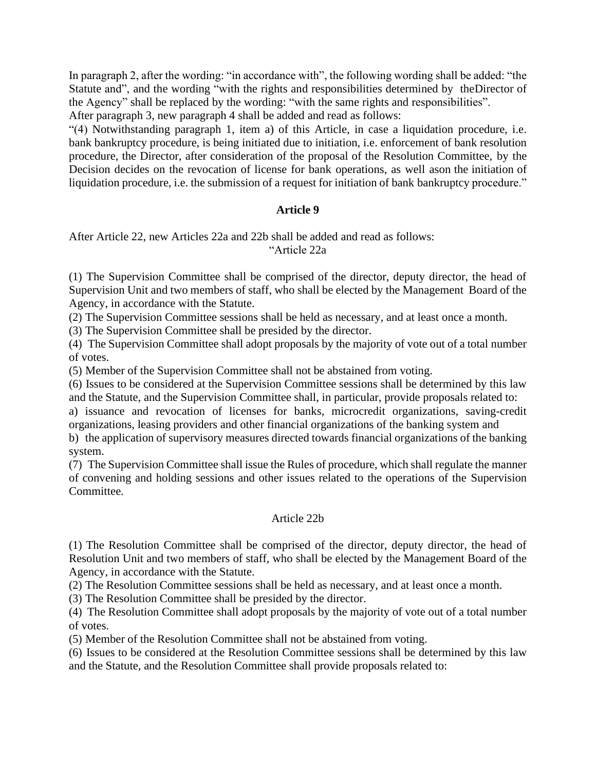In paragraph 2, after the wording: “in accordance with”, the following wording shall be added: “the Statute and”, and the wording “with the rights and responsibilities determined by theDirector of the Agency” shall be replaced by the wording: “with the same rights and responsibilities”.

After paragraph 3, new paragraph 4 shall be added and read as follows:

“(4) Notwithstanding paragraph 1, item a) of this Article, in case a liquidation procedure, i.e. bank bankruptcy procedure, is being initiated due to initiation, i.e. enforcement of bank resolution procedure, the Director, after consideration of the proposal of the Resolution Committee, by the Decision decides on the revocation of license for bank operations, as well ason the initiation of liquidation procedure, i.e. the submission of a request for initiation of bank bankruptcy procedure.”

**Article 9**

After Article 22, new Articles 22a and 22b shall be added and read as follows:

“Article 22a

(1) The Supervision Committee shall be comprised of the director, deputy director, the head of Supervision Unit and two members of staff, who shall be elected by the Management Board of the Agency, in accordance with the Statute.

(2) The Supervision Committee sessions shall be held as necessary, and at least once a month.

(3) The Supervision Committee shall be presided by the director.

(4) The Supervision Committee shall adopt proposals by the majority of vote out of a total number of votes.

(5) Member of the Supervision Committee shall not be abstained from voting.

(6) Issues to be considered at the Supervision Committee sessions shall be determined by this law and the Statute, and the Supervision Committee shall, in particular, provide proposals related to:

a) issuance and revocation of licenses for banks, microcredit organizations, saving-credit organizations, leasing providers and other financial organizations of the banking system and

b) the application of supervisory measures directed towards financial organizations of the banking system.

(7) The Supervision Committee shall issue the Rules of procedure, which shall regulate the manner of convening and holding sessions and other issues related to the operations of the Supervision Committee.

Article 22b

(1) The Resolution Committee shall be comprised of the director, deputy director, the head of Resolution Unit and two members of staff, who shall be elected by the Management Board of the Agency, in accordance with the Statute.

(2) The Resolution Committee sessions shall be held as necessary, and at least once a month.

(3) The Resolution Committee shall be presided by the director.

(4) The Resolution Committee shall adopt proposals by the majority of vote out of a total number of votes.

(5) Member of the Resolution Committee shall not be abstained from voting.

(6) Issues to be considered at the Resolution Committee sessions shall be determined by this law and the Statute, and the Resolution Committee shall provide proposals related to: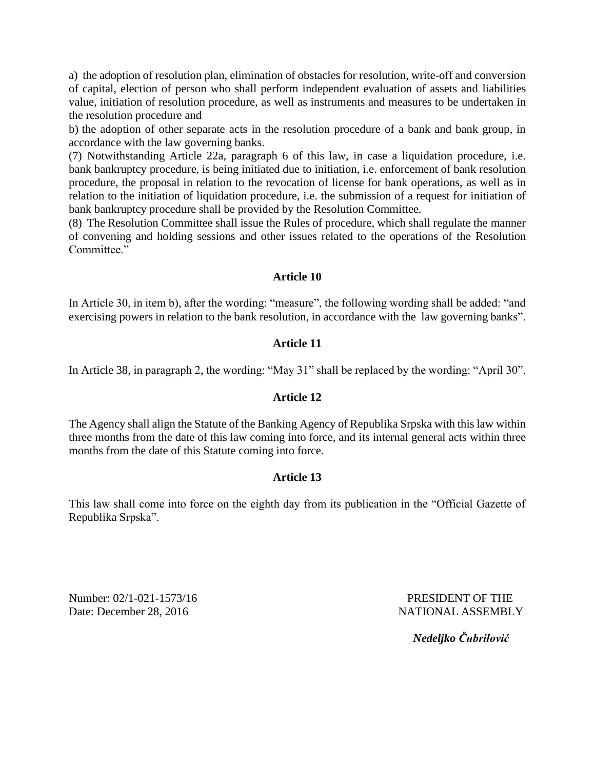a) the adoption of resolution plan, elimination of obstacles for resolution, write-off and conversion of capital, election of person who shall perform independent evaluation of assets and liabilities value, initiation of resolution procedure, as well as instruments and measures to be undertaken in the resolution procedure and

b) the adoption of other separate acts in the resolution procedure of a bank and bank group, in accordance with the law governing banks.

(7) Notwithstanding Article 22a, paragraph 6 of this law, in case a liquidation procedure, i.e. bank bankruptcy procedure, is being initiated due to initiation, i.e. enforcement of bank resolution procedure, the proposal in relation to the revocation of license for bank operations, as well as in relation to the initiation of liquidation procedure, i.e. the submission of a request for initiation of bank bankruptcy procedure shall be provided by the Resolution Committee.

(8) The Resolution Committee shall issue the Rules of procedure, which shall regulate the manner of convening and holding sessions and other issues related to the operations of the Resolution Committee."

**Article 10**

In Article 30, in item b), after the wording: "measure", the following wording shall be added: "and exercising powers in relation to the bank resolution, in accordance with the law governing banks".

**Article 11**

In Article 38, in paragraph 2, the wording: "May 31" shall be replaced by the wording: "April 30".

**Article 12**

The Agency shall align the Statute of the Banking Agency of Republika Srpska with this law within three months from the date of this law coming into force, and its internal general acts within three months from the date of this Statute coming into force.

**Article 13**

This law shall come into force on the eighth day from its publication in the "Official Gazette of Republika Srpska".

Number: 02/1-021-1573/16
Date: December 28, 2016

PRESIDENT OF THE
NATIONAL ASSEMBLY

***Nedeljko Čubrilović***